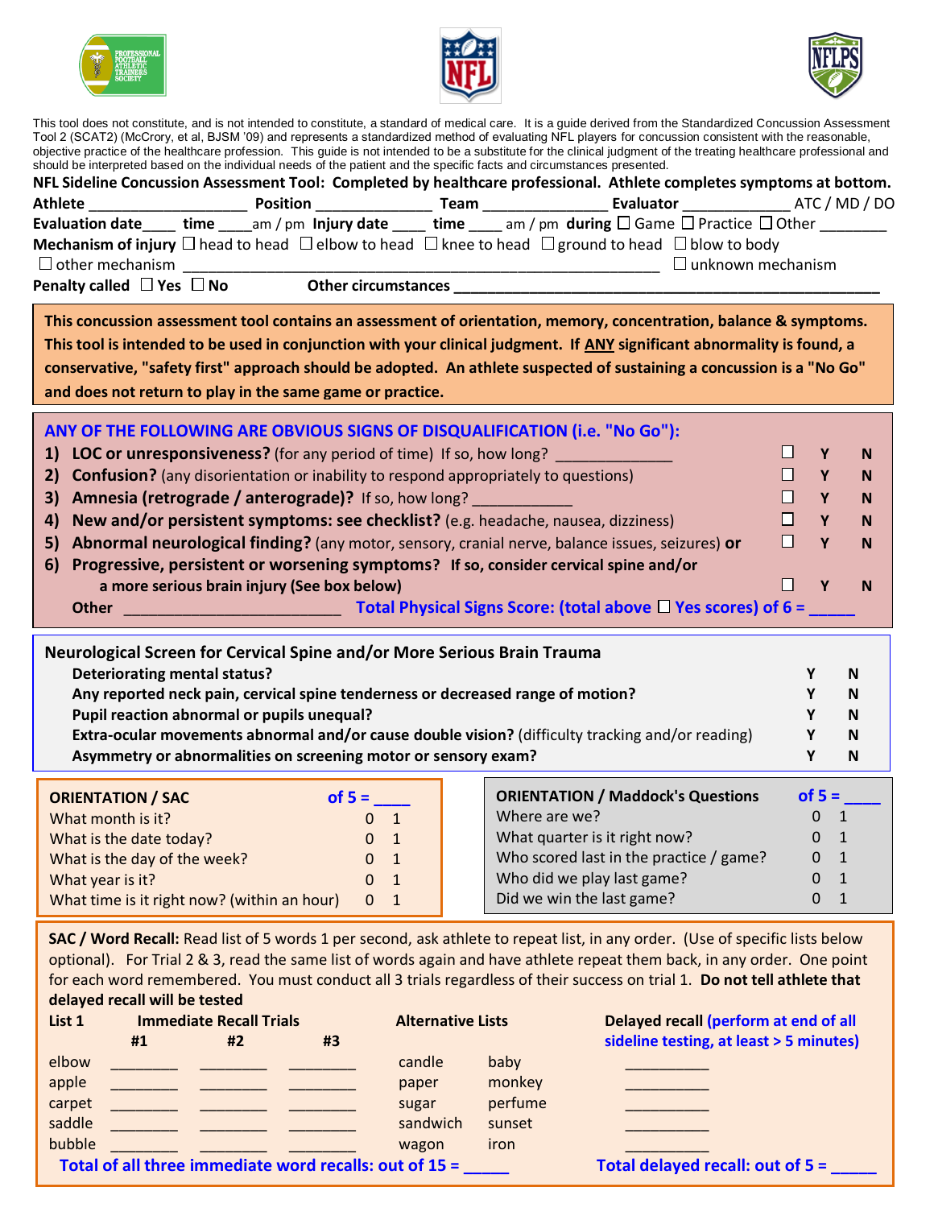This tool does not constitute, and is not intended to constitute, a standard of medical care. It is a guide derived from the Standardized Concussion Assessment Tool 2 (SCAT2) (McCrory, et al, BJSM '09) and represents a standardized method of evaluating NFL players for concussion consistent with the reasonable, objective practice of the healthcare profession. This guide is not intended to be a substitute for the clinical judgment of the treating healthcare professional and should be interpreted based on the individual needs of the patient and the specific facts and circumstances presented.

**NFL Sideline Concussion Assessment Tool: Completed by healthcare professional. Athlete completes symptoms at bottom.**

**Athlete** ____________________ **Position** ______________ **Team** ________________ **Evaluator** _____________ ATC / MD / DO

**Evaluation date**____ **time** ____am / pm **Injury date** ____ **time** ____ am / pm **during** ☐ Game ☐ Practice ☐ Other ________

**Mechanism of injury** ☐ head to head ☐ elbow to head ☐ knee to head ☐ ground to head ☐ blow to body

☐ other mechanism ____________________________________________________________ ☐ unknown mechanism

**Penalty called** ☐ **Yes** ☐ **No** **Other circumstances** ______________________________________________________

**This concussion assessment tool contains an assessment of orientation, memory, concentration, balance & symptoms. This tool is intended to be used in conjunction with your clinical judgment. If ANY significant abnormality is found, a conservative, "safety first" approach should be adopted. An athlete suspected of sustaining a concussion is a "No Go" and does not return to play in the same game or practice.**

**ANY OF THE FOLLOWING ARE OBVIOUS SIGNS OF DISQUALIFICATION (i.e. "No Go"):**

| | | | |
|---|---|---|---|
| 1) **LOC or unresponsiveness?** (for any period of time) If so, how long? ______________ | ☐ | Y | N |
| 2) **Confusion?** (any disorientation or inability to respond appropriately to questions) | ☐ | Y | N |
| 3) **Amnesia (retrograde / anterograde)?** If so, how long? ____________ | ☐ | Y | N |
| 4) **New and/or persistent symptoms: see checklist?** (e.g. headache, nausea, dizziness) | ☐ | Y | N |
| 5) **Abnormal neurological finding?** (any motor, sensory, cranial nerve, balance issues, seizures) **or** | ☐ | Y | N |
| 6) **Progressive, persistent or worsening symptoms? If so, consider cervical spine and/or a more serious brain injury (See box below)** | ☐ | Y | N |

**Other** __________________________ **Total Physical Signs Score: (total above ☐ Yes scores) of 6 = _____**

**Neurological Screen for Cervical Spine and/or More Serious Brain Trauma**

| | | |
|---|---|---|
| **Deteriorating mental status?** | Y | N |
| **Any reported neck pain, cervical spine tenderness or decreased range of motion?** | Y | N |
| **Pupil reaction abnormal or pupils unequal?** | Y | N |
| **Extra-ocular movements abnormal and/or cause double vision?** (difficulty tracking and/or reading) | Y | N |
| **Asymmetry or abnormalities on screening motor or sensory exam?** | Y | N |

| **ORIENTATION / SAC** | **of 5 = ____** | |
|---|---|---|
| What month is it? | 0 | 1 |
| What is the date today? | 0 | 1 |
| What is the day of the week? | 0 | 1 |
| What year is it? | 0 | 1 |
| What time is it right now? (within an hour) | 0 | 1 |

| **ORIENTATION / Maddock's Questions** | **of 5 = ____** | |
|---|---|---|
| Where are we? | 0 | 1 |
| What quarter is it right now? | 0 | 1 |
| Who scored last in the practice / game? | 0 | 1 |
| Who did we play last game? | 0 | 1 |
| Did we win the last game? | 0 | 1 |

**SAC / Word Recall:** Read list of 5 words 1 per second, ask athlete to repeat list, in any order. (Use of specific lists below optional). For Trial 2 & 3, read the same list of words again and have athlete repeat them back, in any order. One point for each word remembered. You must conduct all 3 trials regardless of their success on trial 1. **Do not tell athlete that delayed recall will be tested**

| **List 1** | **Immediate Recall Trials #1** | **#2** | **#3** | **Alternative Lists** | | **Delayed recall (perform at end of all sideline testing, at least > 5 minutes)** |
|---|---|---|---|---|---|---|
| elbow | ________ | ________ | ________ | candle | baby | __________ |
| apple | ________ | ________ | ________ | paper | monkey | __________ |
| carpet | ________ | ________ | ________ | sugar | perfume | __________ |
| saddle | ________ | ________ | ________ | sandwich | sunset | __________ |
| bubble | ________ | ________ | ________ | wagon | iron | __________ |

**Total of all three immediate word recalls: out of 15 = _____** **Total delayed recall: out of 5 = _____**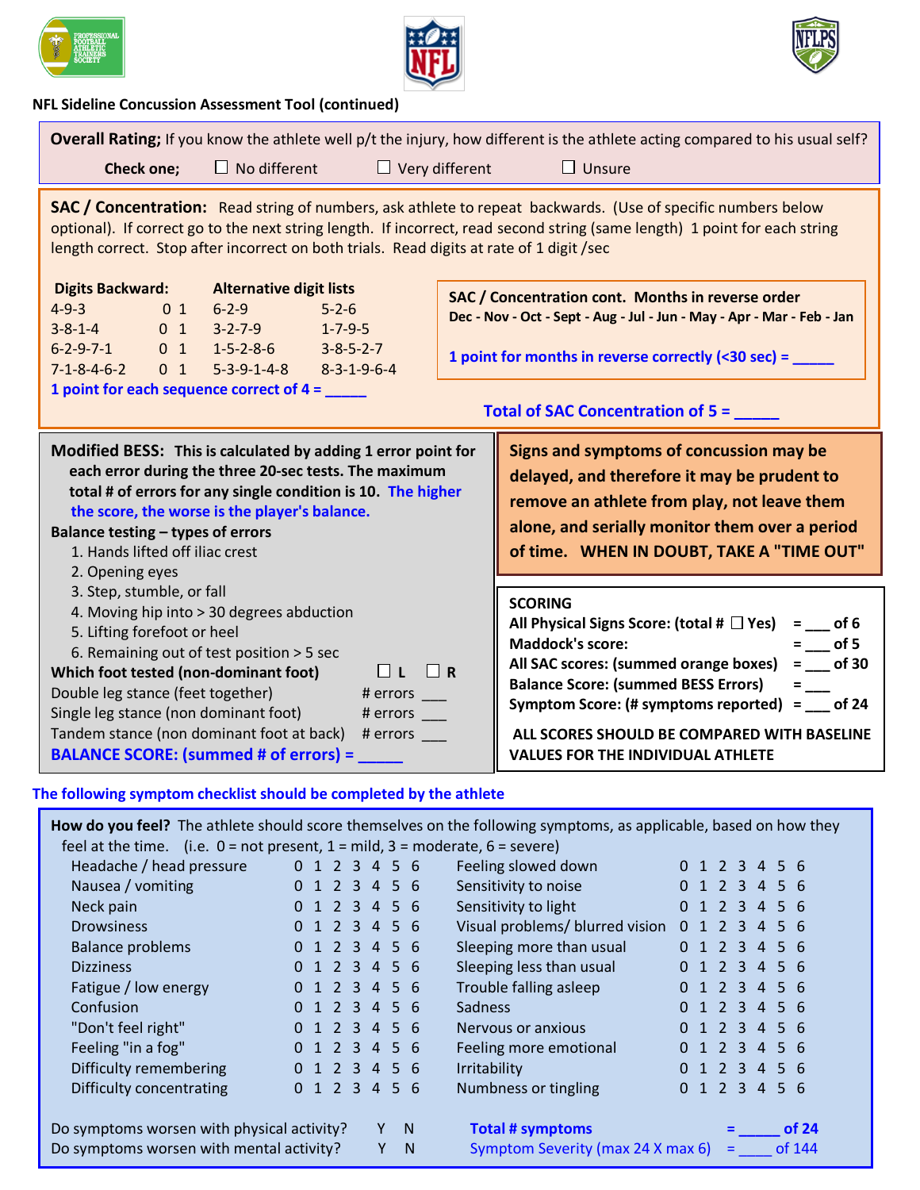NFL Sideline Concussion Assessment Tool (continued)

**Overall Rating;** If you know the athlete well p/t the injury, how different is the athlete acting compared to his usual self?

**Check one;** ☐ No different ☐ Very different ☐ Unsure

**SAC / Concentration:** Read string of numbers, ask athlete to repeat backwards. (Use of specific numbers below optional). If correct go to the next string length. If incorrect, read second string (same length) 1 point for each string length correct. Stop after incorrect on both trials. Read digits at rate of 1 digit /sec

| Digits Backward: | | Alternative digit lists | |
|---|---|---|---|
| 4-9-3 | 0 1 | 6-2-9 | 5-2-6 |
| 3-8-1-4 | 0 1 | 3-2-7-9 | 1-7-9-5 |
| 6-2-9-7-1 | 0 1 | 1-5-2-8-6 | 3-8-5-2-7 |
| 7-1-8-4-6-2 | 0 1 | 5-3-9-1-4-8 | 8-3-1-9-6-4 |

**1 point for each sequence correct of 4 = _____**

**SAC / Concentration cont. Months in reverse order**

**Dec - Nov - Oct - Sept - Aug - Jul - Jun - May - Apr - Mar - Feb - Jan**

**1 point for months in reverse correctly (<30 sec) = _____**

**Total of SAC Concentration of 5 = _____**

**Modified BESS: This is calculated by adding 1 error point for each error during the three 20-sec tests. The maximum total # of errors for any single condition is 10. The higher the score, the worse is the player's balance.**

**Balance testing – types of errors**

1. Hands lifted off iliac crest
2. Opening eyes
3. Step, stumble, or fall
4. Moving hip into > 30 degrees abduction
5. Lifting forefoot or heel
6. Remaining out of test position > 5 sec

**Which foot tested (non-dominant foot)** ☐ L ☐ R

Double leg stance (feet together) # errors ___

Single leg stance (non dominant foot) # errors ___

Tandem stance (non dominant foot at back) # errors ___

**BALANCE SCORE: (summed # of errors) = _____**

**Signs and symptoms of concussion may be delayed, and therefore it may be prudent to remove an athlete from play, not leave them alone, and serially monitor them over a period of time. WHEN IN DOUBT, TAKE A "TIME OUT"**

**SCORING**

| | | |
|---|---|---|
| **All Physical Signs Score: (total # ☐ Yes)** | = ___ | **of 6** |
| **Maddock's score:** | = ___ | **of 5** |
| **All SAC scores: (summed orange boxes)** | = ___ | **of 30** |
| **Balance Score: (summed BESS Errors)** | = ___ | |
| **Symptom Score: (# symptoms reported)** | = ___ | **of 24** |

**ALL SCORES SHOULD BE COMPARED WITH BASELINE VALUES FOR THE INDIVIDUAL ATHLETE**

**The following symptom checklist should be completed by the athlete**

**How do you feel?** The athlete should score themselves on the following symptoms, as applicable, based on how they feel at the time. (i.e. 0 = not present, 1 = mild, 3 = moderate, 6 = severe)

| | | | |
|---|---|---|---|
| Headache / head pressure | 0 1 2 3 4 5 6 | Feeling slowed down | 0 1 2 3 4 5 6 |
| Nausea / vomiting | 0 1 2 3 4 5 6 | Sensitivity to noise | 0 1 2 3 4 5 6 |
| Neck pain | 0 1 2 3 4 5 6 | Sensitivity to light | 0 1 2 3 4 5 6 |
| Drowsiness | 0 1 2 3 4 5 6 | Visual problems/ blurred vision | 0 1 2 3 4 5 6 |
| Balance problems | 0 1 2 3 4 5 6 | Sleeping more than usual | 0 1 2 3 4 5 6 |
| Dizziness | 0 1 2 3 4 5 6 | Sleeping less than usual | 0 1 2 3 4 5 6 |
| Fatigue / low energy | 0 1 2 3 4 5 6 | Trouble falling asleep | 0 1 2 3 4 5 6 |
| Confusion | 0 1 2 3 4 5 6 | Sadness | 0 1 2 3 4 5 6 |
| "Don't feel right" | 0 1 2 3 4 5 6 | Nervous or anxious | 0 1 2 3 4 5 6 |
| Feeling "in a fog" | 0 1 2 3 4 5 6 | Feeling more emotional | 0 1 2 3 4 5 6 |
| Difficulty remembering | 0 1 2 3 4 5 6 | Irritability | 0 1 2 3 4 5 6 |
| Difficulty concentrating | 0 1 2 3 4 5 6 | Numbness or tingling | 0 1 2 3 4 5 6 |

Do symptoms worsen with physical activity? Y N

Do symptoms worsen with mental activity? Y N

**Total # symptoms = _____ of 24**

Symptom Severity (max 24 X max 6) = _____ of 144